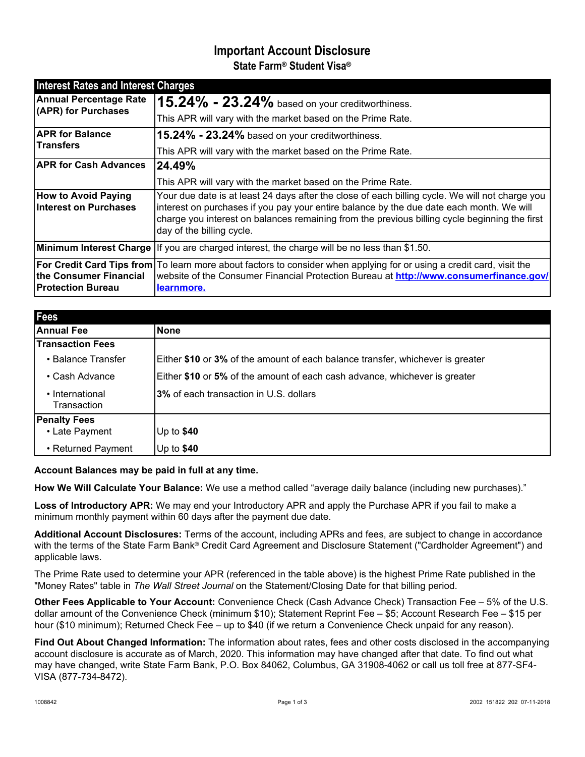# Important Account Disclosure

## State Farm® Student Visa®

| Interest Rates and Interest Charges | |
|---|---|
| **Annual Percentage Rate (APR) for Purchases** | **15.24% - 23.24%** based on your creditworthiness.<br>This APR will vary with the market based on the Prime Rate. |
| **APR for Balance Transfers** | **15.24% - 23.24%** based on your creditworthiness.<br>This APR will vary with the market based on the Prime Rate. |
| **APR for Cash Advances** | **24.49%**<br>This APR will vary with the market based on the Prime Rate. |
| **How to Avoid Paying Interest on Purchases** | Your due date is at least 24 days after the close of each billing cycle. We will not charge you interest on purchases if you pay your entire balance by the due date each month. We will charge you interest on balances remaining from the previous billing cycle beginning the first day of the billing cycle. |
| **Minimum Interest Charge** | If you are charged interest, the charge will be no less than $1.50. |
| **For Credit Card Tips from the Consumer Financial Protection Bureau** | To learn more about factors to consider when applying for or using a credit card, visit the website of the Consumer Financial Protection Bureau at **http://www.consumerfinance.gov/learnmore.** |

| Fees | |
|---|---|
| **Annual Fee** | **None** |
| **Transaction Fees** | |
| • Balance Transfer | Either **$10** or **3%** of the amount of each balance transfer, whichever is greater |
| • Cash Advance | Either **$10** or **5%** of the amount of each cash advance, whichever is greater |
| • International Transaction | **3%** of each transaction in U.S. dollars |
| **Penalty Fees** | |
| • Late Payment | Up to **$40** |
| • Returned Payment | Up to **$40** |

**Account Balances may be paid in full at any time.**

**How We Will Calculate Your Balance:** We use a method called "average daily balance (including new purchases)."

**Loss of Introductory APR:** We may end your Introductory APR and apply the Purchase APR if you fail to make a minimum monthly payment within 60 days after the payment due date.

**Additional Account Disclosures:** Terms of the account, including APRs and fees, are subject to change in accordance with the terms of the State Farm Bank® Credit Card Agreement and Disclosure Statement ("Cardholder Agreement") and applicable laws.

The Prime Rate used to determine your APR (referenced in the table above) is the highest Prime Rate published in the "Money Rates" table in *The Wall Street Journal* on the Statement/Closing Date for that billing period.

**Other Fees Applicable to Your Account:** Convenience Check (Cash Advance Check) Transaction Fee – 5% of the U.S. dollar amount of the Convenience Check (minimum $10); Statement Reprint Fee – $5; Account Research Fee – $15 per hour ($10 minimum); Returned Check Fee – up to $40 (if we return a Convenience Check unpaid for any reason).

**Find Out About Changed Information:** The information about rates, fees and other costs disclosed in the accompanying account disclosure is accurate as of March, 2020. This information may have changed after that date. To find out what may have changed, write State Farm Bank, P.O. Box 84062, Columbus, GA 31908-4062 or call us toll free at 877-SF4-VISA (877-734-8472).

1008842 2002 151822 202 07-11-2018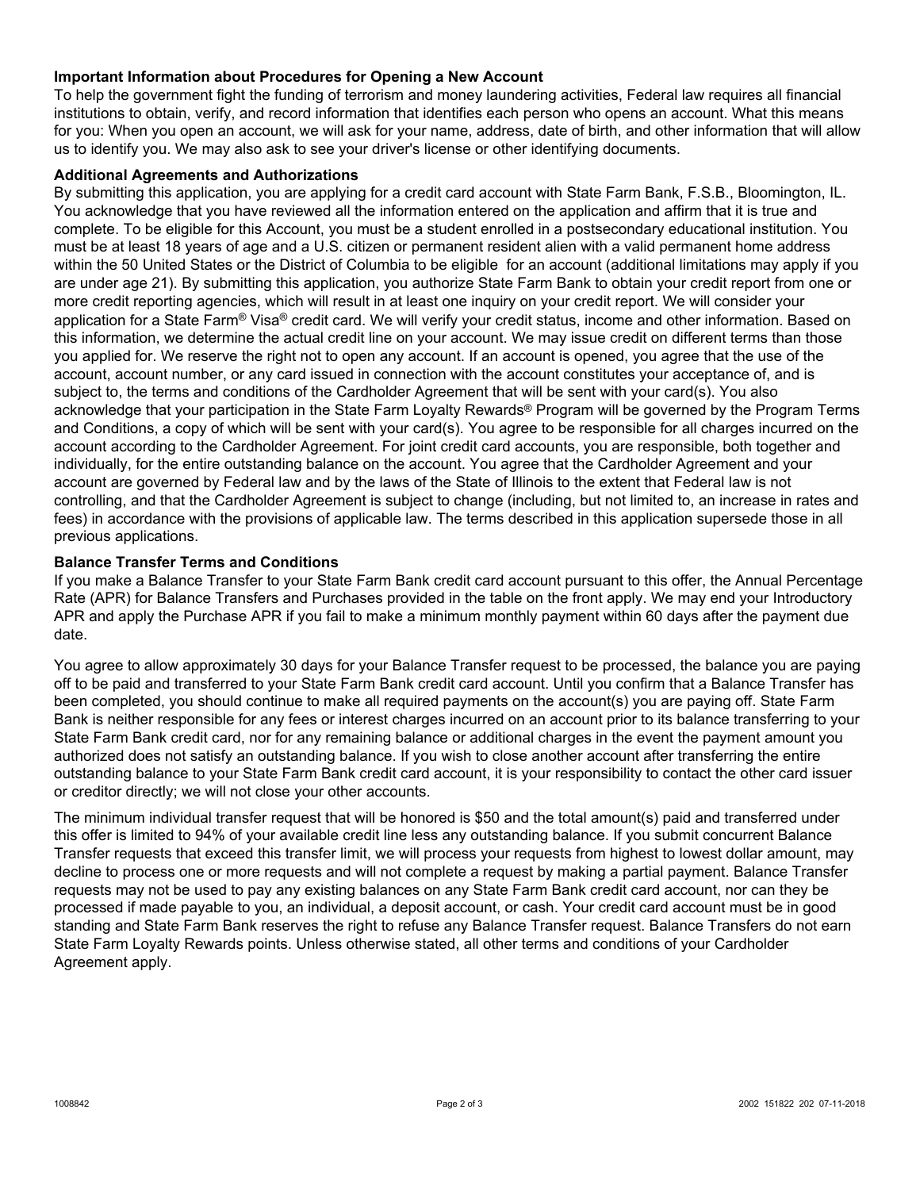### Important Information about Procedures for Opening a New Account

To help the government fight the funding of terrorism and money laundering activities, Federal law requires all financial institutions to obtain, verify, and record information that identifies each person who opens an account. What this means for you: When you open an account, we will ask for your name, address, date of birth, and other information that will allow us to identify you. We may also ask to see your driver's license or other identifying documents.

### Additional Agreements and Authorizations

By submitting this application, you are applying for a credit card account with State Farm Bank, F.S.B., Bloomington, IL. You acknowledge that you have reviewed all the information entered on the application and affirm that it is true and complete. To be eligible for this Account, you must be a student enrolled in a postsecondary educational institution. You must be at least 18 years of age and a U.S. citizen or permanent resident alien with a valid permanent home address within the 50 United States or the District of Columbia to be eligible for an account (additional limitations may apply if you are under age 21). By submitting this application, you authorize State Farm Bank to obtain your credit report from one or more credit reporting agencies, which will result in at least one inquiry on your credit report. We will consider your application for a State Farm® Visa® credit card. We will verify your credit status, income and other information. Based on this information, we determine the actual credit line on your account. We may issue credit on different terms than those you applied for. We reserve the right not to open any account. If an account is opened, you agree that the use of the account, account number, or any card issued in connection with the account constitutes your acceptance of, and is subject to, the terms and conditions of the Cardholder Agreement that will be sent with your card(s). You also acknowledge that your participation in the State Farm Loyalty Rewards® Program will be governed by the Program Terms and Conditions, a copy of which will be sent with your card(s). You agree to be responsible for all charges incurred on the account according to the Cardholder Agreement. For joint credit card accounts, you are responsible, both together and individually, for the entire outstanding balance on the account. You agree that the Cardholder Agreement and your account are governed by Federal law and by the laws of the State of Illinois to the extent that Federal law is not controlling, and that the Cardholder Agreement is subject to change (including, but not limited to, an increase in rates and fees) in accordance with the provisions of applicable law. The terms described in this application supersede those in all previous applications.

### Balance Transfer Terms and Conditions

If you make a Balance Transfer to your State Farm Bank credit card account pursuant to this offer, the Annual Percentage Rate (APR) for Balance Transfers and Purchases provided in the table on the front apply. We may end your Introductory APR and apply the Purchase APR if you fail to make a minimum monthly payment within 60 days after the payment due date.

You agree to allow approximately 30 days for your Balance Transfer request to be processed, the balance you are paying off to be paid and transferred to your State Farm Bank credit card account. Until you confirm that a Balance Transfer has been completed, you should continue to make all required payments on the account(s) you are paying off. State Farm Bank is neither responsible for any fees or interest charges incurred on an account prior to its balance transferring to your State Farm Bank credit card, nor for any remaining balance or additional charges in the event the payment amount you authorized does not satisfy an outstanding balance. If you wish to close another account after transferring the entire outstanding balance to your State Farm Bank credit card account, it is your responsibility to contact the other card issuer or creditor directly; we will not close your other accounts.

The minimum individual transfer request that will be honored is $50 and the total amount(s) paid and transferred under this offer is limited to 94% of your available credit line less any outstanding balance. If you submit concurrent Balance Transfer requests that exceed this transfer limit, we will process your requests from highest to lowest dollar amount, may decline to process one or more requests and will not complete a request by making a partial payment. Balance Transfer requests may not be used to pay any existing balances on any State Farm Bank credit card account, nor can they be processed if made payable to you, an individual, a deposit account, or cash. Your credit card account must be in good standing and State Farm Bank reserves the right to refuse any Balance Transfer request. Balance Transfers do not earn State Farm Loyalty Rewards points. Unless otherwise stated, all other terms and conditions of your Cardholder Agreement apply.

1008842 2002 151822 202 07-11-2018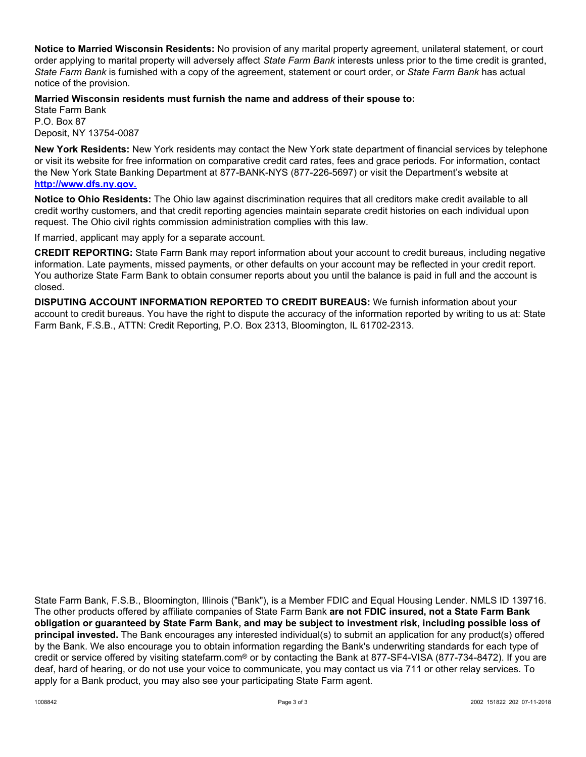**Notice to Married Wisconsin Residents:** No provision of any marital property agreement, unilateral statement, or court order applying to marital property will adversely affect *State Farm Bank* interests unless prior to the time credit is granted, *State Farm Bank* is furnished with a copy of the agreement, statement or court order, or *State Farm Bank* has actual notice of the provision.

**Married Wisconsin residents must furnish the name and address of their spouse to:**
State Farm Bank
P.O. Box 87
Deposit, NY 13754-0087

**New York Residents:** New York residents may contact the New York state department of financial services by telephone or visit its website for free information on comparative credit card rates, fees and grace periods. For information, contact the New York State Banking Department at 877-BANK-NYS (877-226-5697) or visit the Department's website at **http://www.dfs.ny.gov.**

**Notice to Ohio Residents:** The Ohio law against discrimination requires that all creditors make credit available to all credit worthy customers, and that credit reporting agencies maintain separate credit histories on each individual upon request. The Ohio civil rights commission administration complies with this law.

If married, applicant may apply for a separate account.

**CREDIT REPORTING:** State Farm Bank may report information about your account to credit bureaus, including negative information. Late payments, missed payments, or other defaults on your account may be reflected in your credit report. You authorize State Farm Bank to obtain consumer reports about you until the balance is paid in full and the account is closed.

**DISPUTING ACCOUNT INFORMATION REPORTED TO CREDIT BUREAUS:** We furnish information about your account to credit bureaus. You have the right to dispute the accuracy of the information reported by writing to us at: State Farm Bank, F.S.B., ATTN: Credit Reporting, P.O. Box 2313, Bloomington, IL 61702-2313.

State Farm Bank, F.S.B., Bloomington, Illinois ("Bank"), is a Member FDIC and Equal Housing Lender. NMLS ID 139716. The other products offered by affiliate companies of State Farm Bank **are not FDIC insured, not a State Farm Bank obligation or guaranteed by State Farm Bank, and may be subject to investment risk, including possible loss of principal invested.** The Bank encourages any interested individual(s) to submit an application for any product(s) offered by the Bank. We also encourage you to obtain information regarding the Bank's underwriting standards for each type of credit or service offered by visiting statefarm.com® or by contacting the Bank at 877-SF4-VISA (877-734-8472). If you are deaf, hard of hearing, or do not use your voice to communicate, you may contact us via 711 or other relay services. To apply for a Bank product, you may also see your participating State Farm agent.

1008842 2002 151822 202 07-11-2018